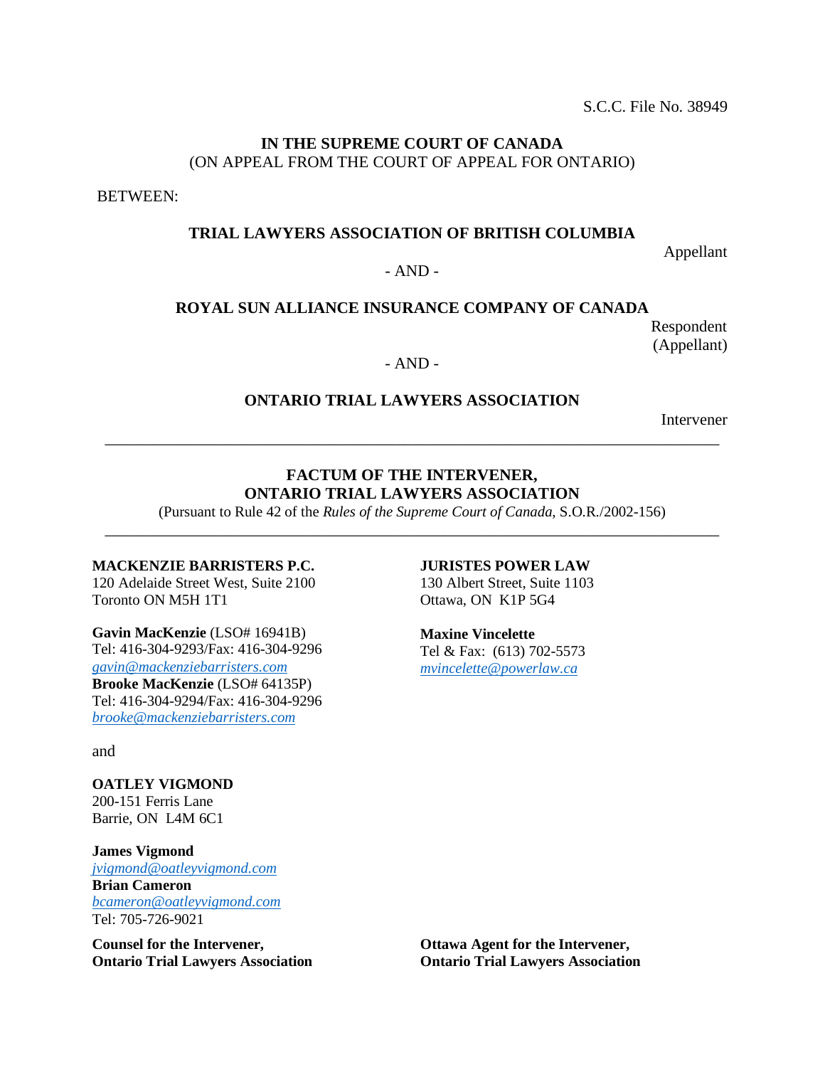S.C.C. File No. 38949

**IN THE SUPREME COURT OF CANADA**
(ON APPEAL FROM THE COURT OF APPEAL FOR ONTARIO)

BETWEEN:

**TRIAL LAWYERS ASSOCIATION OF BRITISH COLUMBIA**

Appellant

- AND -

**ROYAL SUN ALLIANCE INSURANCE COMPANY OF CANADA**

Respondent
(Appellant)

- AND -

**ONTARIO TRIAL LAWYERS ASSOCIATION**

Intervener

---

**FACTUM OF THE INTERVENER,**
**ONTARIO TRIAL LAWYERS ASSOCIATION**
(Pursuant to Rule 42 of the *Rules of the Supreme Court of Canada,* S.O.R./2002-156)

---

**MACKENZIE BARRISTERS P.C.**
120 Adelaide Street West, Suite 2100
Toronto ON M5H 1T1

**Gavin MacKenzie** (LSO# 16941B)
Tel: 416-304-9293/Fax: 416-304-9296
gavin@mackenziebarristers.com
**Brooke MacKenzie** (LSO# 64135P)
Tel: 416-304-9294/Fax: 416-304-9296
brooke@mackenziebarristers.com

and

**OATLEY VIGMOND**
200-151 Ferris Lane
Barrie, ON L4M 6C1

**James Vigmond**
jvigmond@oatleyvigmond.com
**Brian Cameron**
bcameron@oatleyvigmond.com
Tel: 705-726-9021

**Counsel for the Intervener,**
**Ontario Trial Lawyers Association**

**JURISTES POWER LAW**
130 Albert Street, Suite 1103
Ottawa, ON K1P 5G4

**Maxine Vincelette**
Tel & Fax: (613) 702-5573
mvincelette@powerlaw.ca

**Ottawa Agent for the Intervener,**
**Ontario Trial Lawyers Association**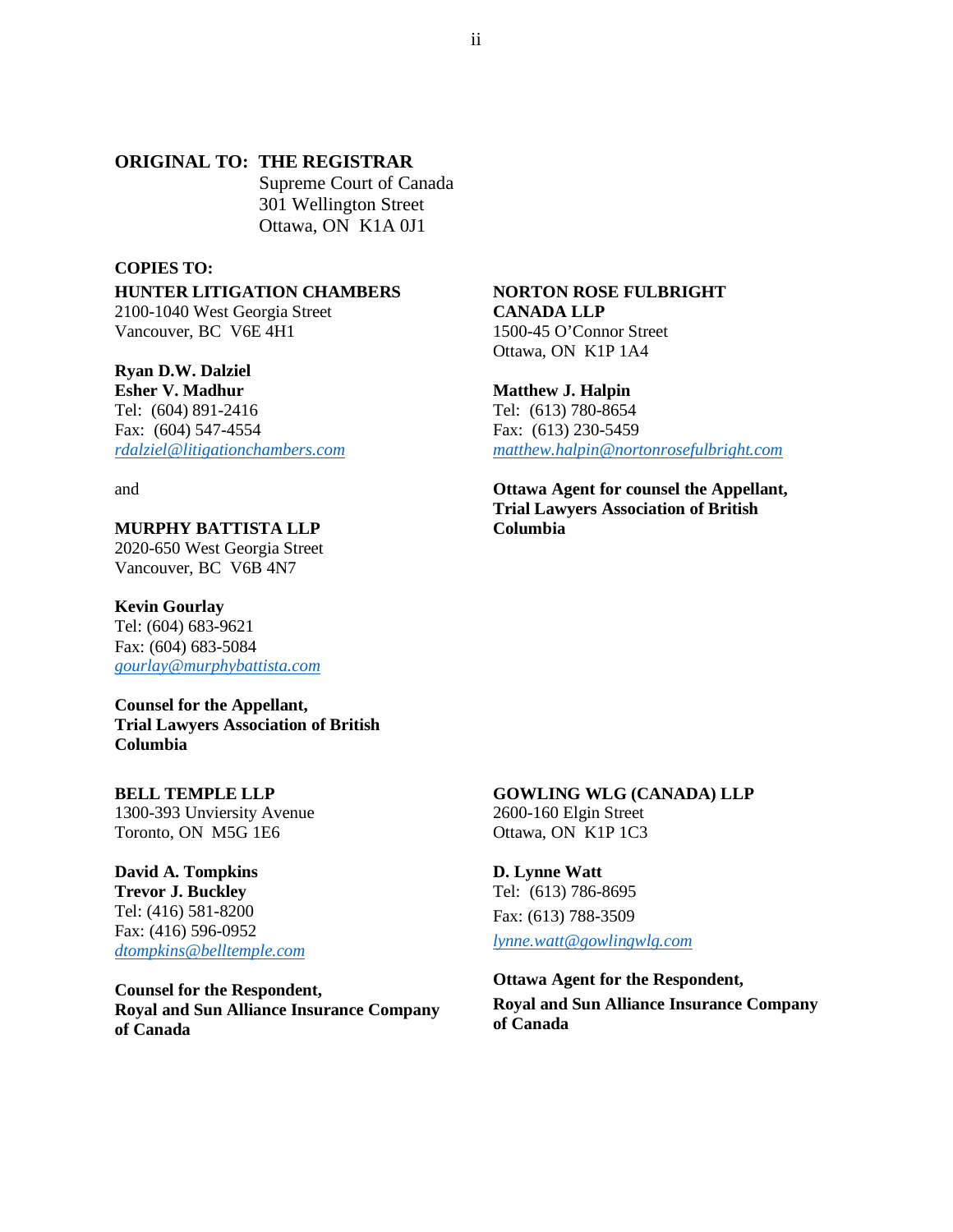**ORIGINAL TO: THE REGISTRAR**
Supreme Court of Canada
301 Wellington Street
Ottawa, ON K1A 0J1

**COPIES TO:**

**HUNTER LITIGATION CHAMBERS**
2100-1040 West Georgia Street
Vancouver, BC V6E 4H1

**Ryan D.W. Dalziel**
**Esher V. Madhur**
Tel: (604) 891-2416
Fax: (604) 547-4554
*rdalziel@litigationchambers.com*

and

**MURPHY BATTISTA LLP**
2020-650 West Georgia Street
Vancouver, BC V6B 4N7

**Kevin Gourlay**
Tel: (604) 683-9621
Fax: (604) 683-5084
*gourlay@murphybattista.com*

**Counsel for the Appellant, Trial Lawyers Association of British Columbia**

**NORTON ROSE FULBRIGHT CANADA LLP**
1500-45 O'Connor Street
Ottawa, ON K1P 1A4

**Matthew J. Halpin**
Tel: (613) 780-8654
Fax: (613) 230-5459
*matthew.halpin@nortonrosefulbright.com*

**Ottawa Agent for counsel the Appellant, Trial Lawyers Association of British Columbia**

**BELL TEMPLE LLP**
1300-393 Unviersity Avenue
Toronto, ON M5G 1E6

**David A. Tompkins**
**Trevor J. Buckley**
Tel: (416) 581-8200
Fax: (416) 596-0952
*dtompkins@belltemple.com*

**Counsel for the Respondent, Royal and Sun Alliance Insurance Company of Canada**

**GOWLING WLG (CANADA) LLP**
2600-160 Elgin Street
Ottawa, ON K1P 1C3

**D. Lynne Watt**
Tel: (613) 786-8695
Fax: (613) 788-3509
*lynne.watt@gowlingwlg.com*

**Ottawa Agent for the Respondent, Royal and Sun Alliance Insurance Company of Canada**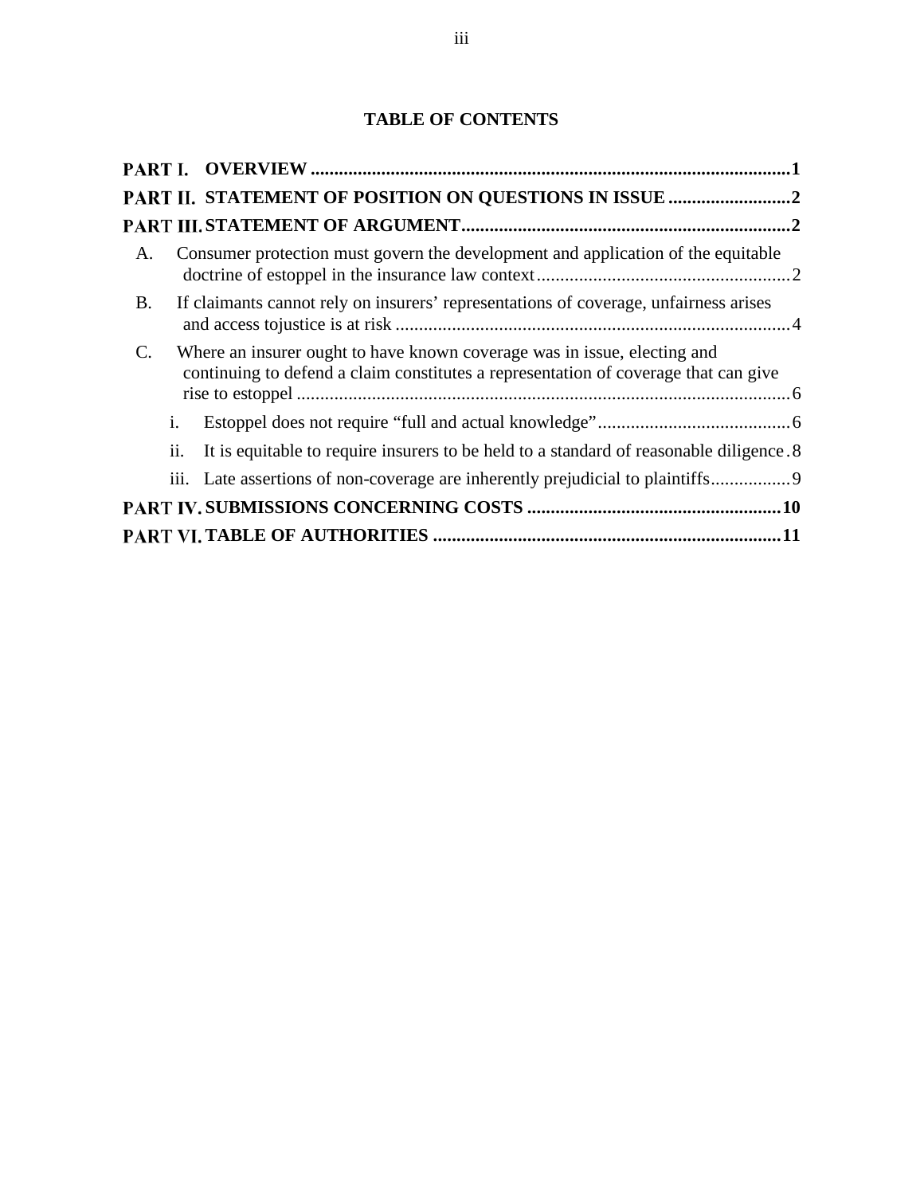**TABLE OF CONTENTS**

**PART I. OVERVIEW** ..................................................................................................... **1**

**PART II. STATEMENT OF POSITION ON QUESTIONS IN ISSUE** .......................... **2**

**PART III. STATEMENT OF ARGUMENT** ..................................................................... **2**

A. Consumer protection must govern the development and application of the equitable doctrine of estoppel in the insurance law context ...................................................... 2

B. If claimants cannot rely on insurers' representations of coverage, unfairness arises and access tojustice is at risk ................................................................................... 4

C. Where an insurer ought to have known coverage was in issue, electing and continuing to defend a claim constitutes a representation of coverage that can give rise to estoppel ......................................................................................................... 6

i. Estoppel does not require "full and actual knowledge" ......................................... 6

ii. It is equitable to require insurers to be held to a standard of reasonable diligence . 8

iii. Late assertions of non-coverage are inherently prejudicial to plaintiffs ................ 9

**PART IV. SUBMISSIONS CONCERNING COSTS** ...................................................... **10**

**PART VI. TABLE OF AUTHORITIES** ......................................................................... **11**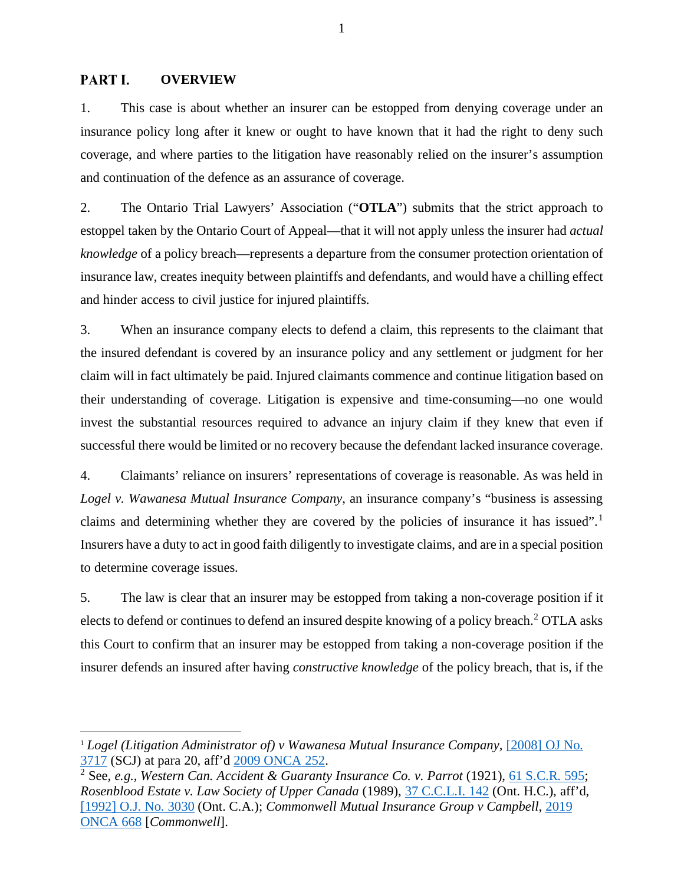## PART I. OVERVIEW

1. This case is about whether an insurer can be estopped from denying coverage under an insurance policy long after it knew or ought to have known that it had the right to deny such coverage, and where parties to the litigation have reasonably relied on the insurer's assumption and continuation of the defence as an assurance of coverage.

2. The Ontario Trial Lawyers' Association ("**OTLA**") submits that the strict approach to estoppel taken by the Ontario Court of Appeal—that it will not apply unless the insurer had *actual knowledge* of a policy breach—represents a departure from the consumer protection orientation of insurance law, creates inequity between plaintiffs and defendants, and would have a chilling effect and hinder access to civil justice for injured plaintiffs.

3. When an insurance company elects to defend a claim, this represents to the claimant that the insured defendant is covered by an insurance policy and any settlement or judgment for her claim will in fact ultimately be paid. Injured claimants commence and continue litigation based on their understanding of coverage. Litigation is expensive and time-consuming—no one would invest the substantial resources required to advance an injury claim if they knew that even if successful there would be limited or no recovery because the defendant lacked insurance coverage.

4. Claimants' reliance on insurers' representations of coverage is reasonable. As was held in *Logel v. Wawanesa Mutual Insurance Company*, an insurance company's "business is assessing claims and determining whether they are covered by the policies of insurance it has issued".[1] Insurers have a duty to act in good faith diligently to investigate claims, and are in a special position to determine coverage issues.

5. The law is clear that an insurer may be estopped from taking a non-coverage position if it elects to defend or continues to defend an insured despite knowing of a policy breach.[2] OTLA asks this Court to confirm that an insurer may be estopped from taking a non-coverage position if the insurer defends an insured after having *constructive knowledge* of the policy breach, that is, if the

---

[1] *Logel (Litigation Administrator of) v Wawanesa Mutual Insurance Company*, [2008] OJ No. 3717 (SCJ) at para 20, aff'd 2009 ONCA 252.

[2] See, *e.g.*, *Western Can. Accident & Guaranty Insurance Co. v. Parrot* (1921), 61 S.C.R. 595; *Rosenblood Estate v. Law Society of Upper Canada* (1989), 37 C.C.L.I. 142 (Ont. H.C.), aff'd, [1992] O.J. No. 3030 (Ont. C.A.); *Commonwell Mutual Insurance Group v Campbell*, 2019 ONCA 668 [*Commonwell*].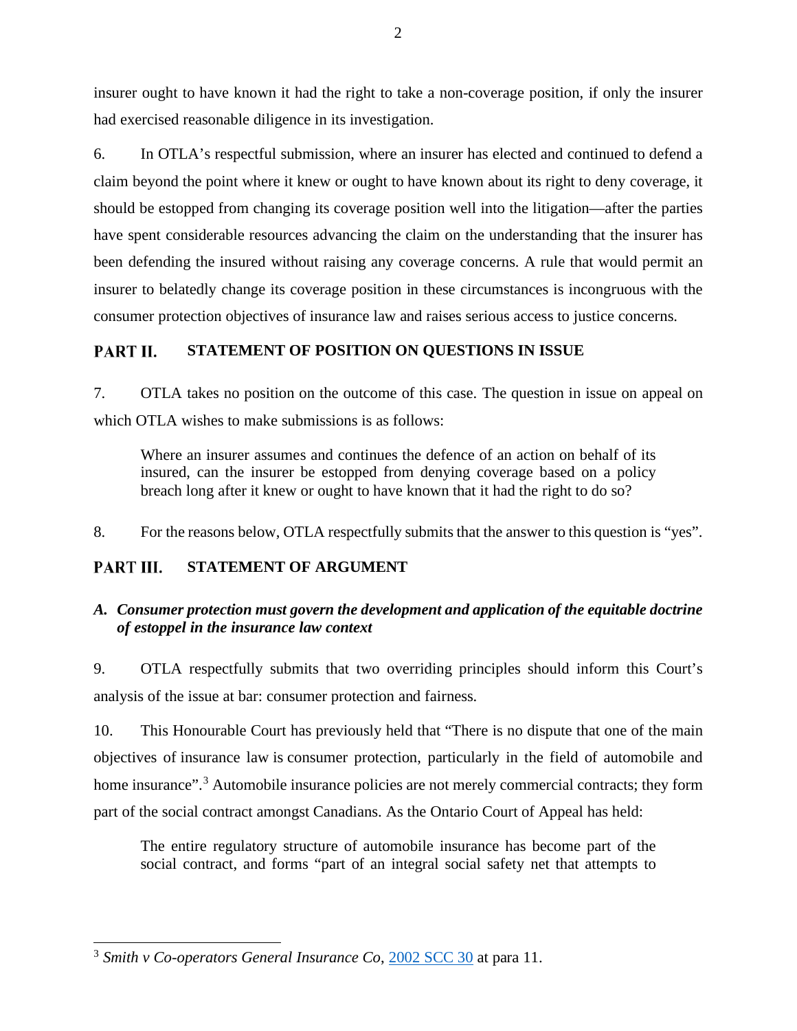insurer ought to have known it had the right to take a non-coverage position, if only the insurer had exercised reasonable diligence in its investigation.

6. In OTLA's respectful submission, where an insurer has elected and continued to defend a claim beyond the point where it knew or ought to have known about its right to deny coverage, it should be estopped from changing its coverage position well into the litigation—after the parties have spent considerable resources advancing the claim on the understanding that the insurer has been defending the insured without raising any coverage concerns. A rule that would permit an insurer to belatedly change its coverage position in these circumstances is incongruous with the consumer protection objectives of insurance law and raises serious access to justice concerns.

## PART II. STATEMENT OF POSITION ON QUESTIONS IN ISSUE

7. OTLA takes no position on the outcome of this case. The question in issue on appeal on which OTLA wishes to make submissions is as follows:

> Where an insurer assumes and continues the defence of an action on behalf of its insured, can the insurer be estopped from denying coverage based on a policy breach long after it knew or ought to have known that it had the right to do so?

8. For the reasons below, OTLA respectfully submits that the answer to this question is "yes".

## PART III. STATEMENT OF ARGUMENT

### *A. Consumer protection must govern the development and application of the equitable doctrine of estoppel in the insurance law context*

9. OTLA respectfully submits that two overriding principles should inform this Court's analysis of the issue at bar: consumer protection and fairness.

10. This Honourable Court has previously held that "There is no dispute that one of the main objectives of insurance law is consumer protection, particularly in the field of automobile and home insurance".[3] Automobile insurance policies are not merely commercial contracts; they form part of the social contract amongst Canadians. As the Ontario Court of Appeal has held:

> The entire regulatory structure of automobile insurance has become part of the social contract, and forms "part of an integral social safety net that attempts to

[3] *Smith v Co-operators General Insurance Co*, 2002 SCC 30 at para 11.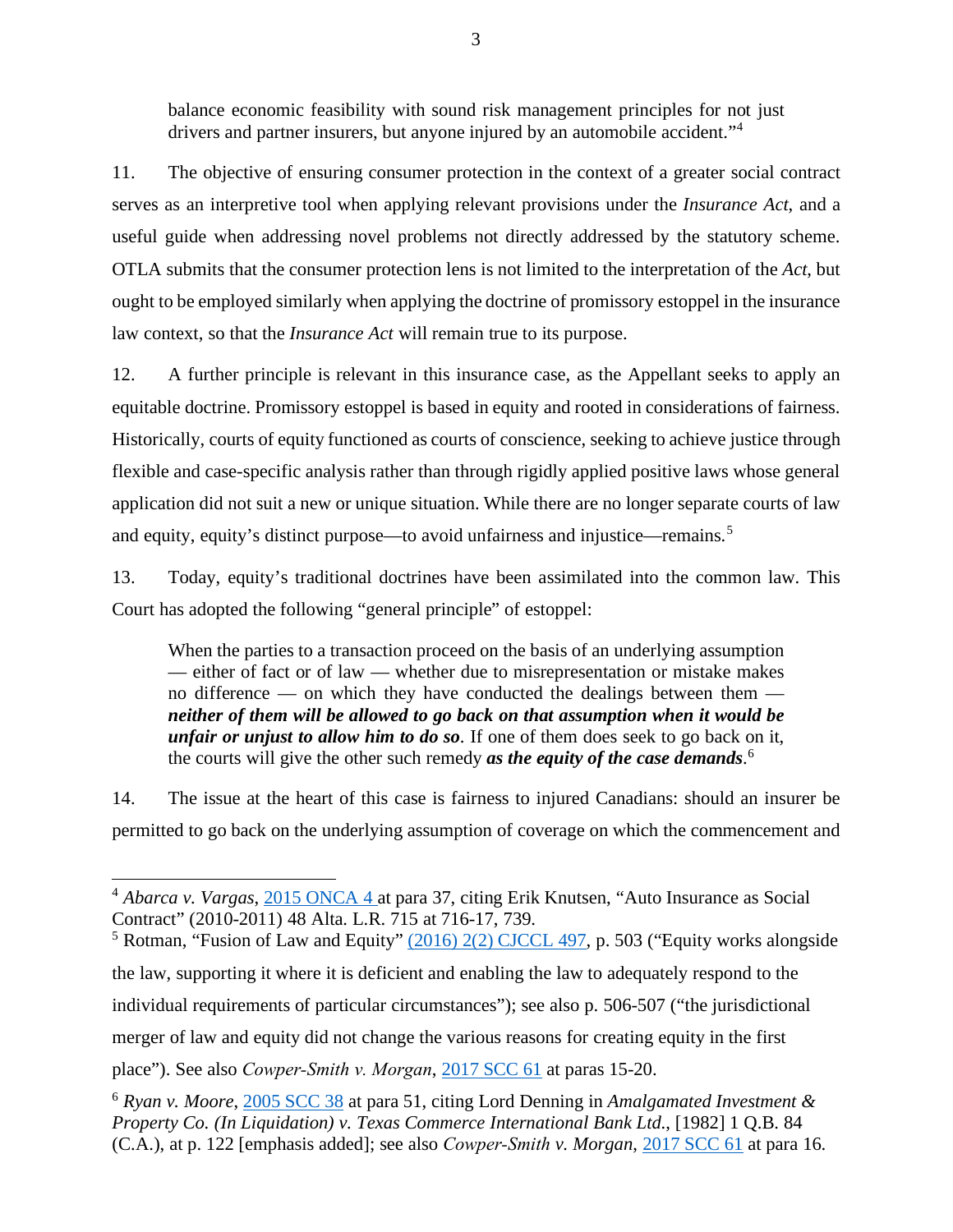> balance economic feasibility with sound risk management principles for not just drivers and partner insurers, but anyone injured by an automobile accident."[4]

11. The objective of ensuring consumer protection in the context of a greater social contract serves as an interpretive tool when applying relevant provisions under the *Insurance Act*, and a useful guide when addressing novel problems not directly addressed by the statutory scheme. OTLA submits that the consumer protection lens is not limited to the interpretation of the *Act*, but ought to be employed similarly when applying the doctrine of promissory estoppel in the insurance law context, so that the *Insurance Act* will remain true to its purpose.

12. A further principle is relevant in this insurance case, as the Appellant seeks to apply an equitable doctrine. Promissory estoppel is based in equity and rooted in considerations of fairness. Historically, courts of equity functioned as courts of conscience, seeking to achieve justice through flexible and case-specific analysis rather than through rigidly applied positive laws whose general application did not suit a new or unique situation. While there are no longer separate courts of law and equity, equity's distinct purpose—to avoid unfairness and injustice—remains.[5]

13. Today, equity's traditional doctrines have been assimilated into the common law. This Court has adopted the following "general principle" of estoppel:

> When the parties to a transaction proceed on the basis of an underlying assumption — either of fact or of law — whether due to misrepresentation or mistake makes no difference — on which they have conducted the dealings between them — ***neither of them will be allowed to go back on that assumption when it would be unfair or unjust to allow him to do so***. If one of them does seek to go back on it, the courts will give the other such remedy ***as the equity of the case demands***.[6]

14. The issue at the heart of this case is fairness to injured Canadians: should an insurer be permitted to go back on the underlying assumption of coverage on which the commencement and

---

[4] *Abarca v. Vargas*, 2015 ONCA 4 at para 37, citing Erik Knutsen, "Auto Insurance as Social Contract" (2010-2011) 48 Alta. L.R. 715 at 716-17, 739.

[5] Rotman, "Fusion of Law and Equity" (2016) 2(2) CJCCL 497, p. 503 ("Equity works alongside the law, supporting it where it is deficient and enabling the law to adequately respond to the individual requirements of particular circumstances"); see also p. 506-507 ("the jurisdictional merger of law and equity did not change the various reasons for creating equity in the first place"). See also *Cowper-Smith v. Morgan*, 2017 SCC 61 at paras 15-20.

[6] *Ryan v. Moore*, 2005 SCC 38 at para 51, citing Lord Denning in *Amalgamated Investment & Property Co. (In Liquidation) v. Texas Commerce International Bank Ltd.*, [1982] 1 Q.B. 84 (C.A.), at p. 122 [emphasis added]; see also *Cowper-Smith v. Morgan*, 2017 SCC 61 at para 16.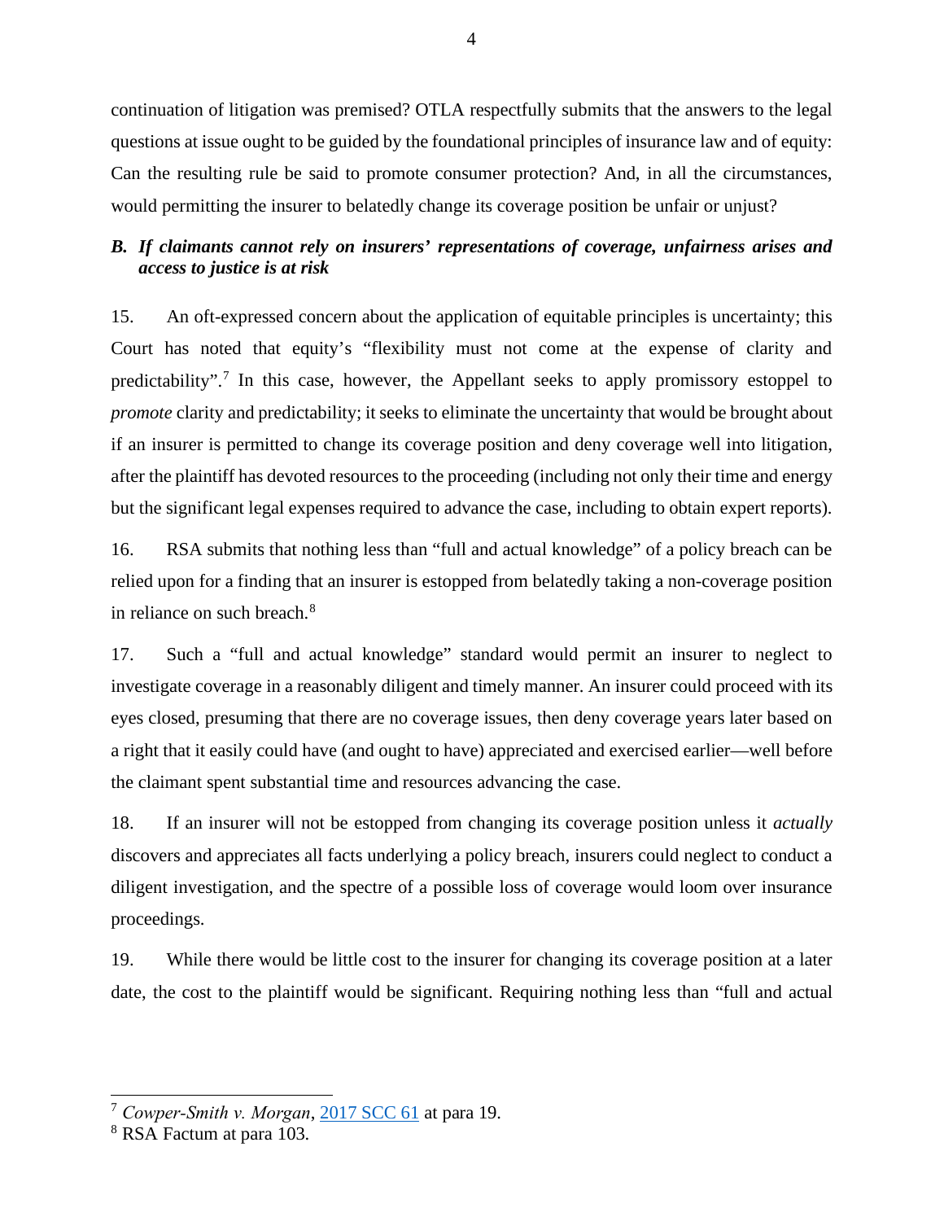continuation of litigation was premised? OTLA respectfully submits that the answers to the legal questions at issue ought to be guided by the foundational principles of insurance law and of equity: Can the resulting rule be said to promote consumer protection? And, in all the circumstances, would permitting the insurer to belatedly change its coverage position be unfair or unjust?

### *B. If claimants cannot rely on insurers' representations of coverage, unfairness arises and access to justice is at risk*

15. An oft-expressed concern about the application of equitable principles is uncertainty; this Court has noted that equity's "flexibility must not come at the expense of clarity and predictability".[7] In this case, however, the Appellant seeks to apply promissory estoppel to *promote* clarity and predictability; it seeks to eliminate the uncertainty that would be brought about if an insurer is permitted to change its coverage position and deny coverage well into litigation, after the plaintiff has devoted resources to the proceeding (including not only their time and energy but the significant legal expenses required to advance the case, including to obtain expert reports).

16. RSA submits that nothing less than "full and actual knowledge" of a policy breach can be relied upon for a finding that an insurer is estopped from belatedly taking a non-coverage position in reliance on such breach.[8]

17. Such a "full and actual knowledge" standard would permit an insurer to neglect to investigate coverage in a reasonably diligent and timely manner. An insurer could proceed with its eyes closed, presuming that there are no coverage issues, then deny coverage years later based on a right that it easily could have (and ought to have) appreciated and exercised earlier—well before the claimant spent substantial time and resources advancing the case.

18. If an insurer will not be estopped from changing its coverage position unless it *actually* discovers and appreciates all facts underlying a policy breach, insurers could neglect to conduct a diligent investigation, and the spectre of a possible loss of coverage would loom over insurance proceedings.

19. While there would be little cost to the insurer for changing its coverage position at a later date, the cost to the plaintiff would be significant. Requiring nothing less than "full and actual

---

[7] *Cowper-Smith v. Morgan*, [2017 SCC 61](https://www.canlii.org/en/ca/scc/doc/2017/2017scc61/2017scc61.html) at para 19.

[8] RSA Factum at para 103.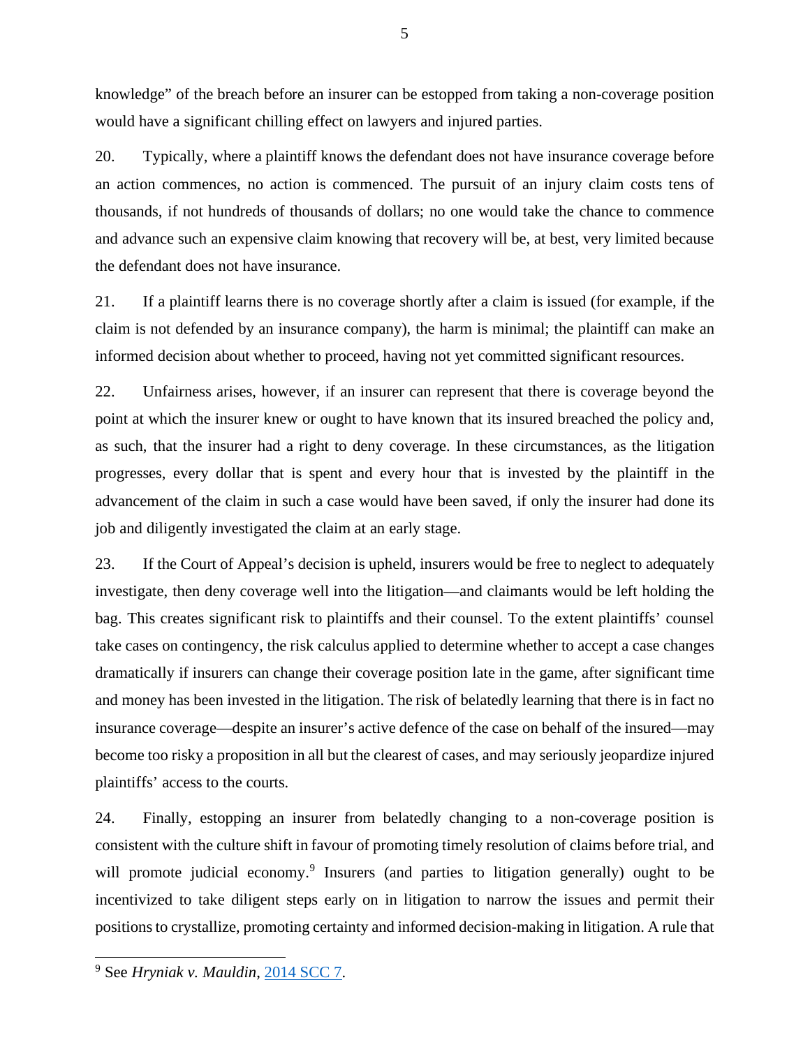knowledge" of the breach before an insurer can be estopped from taking a non-coverage position would have a significant chilling effect on lawyers and injured parties.

20. Typically, where a plaintiff knows the defendant does not have insurance coverage before an action commences, no action is commenced. The pursuit of an injury claim costs tens of thousands, if not hundreds of thousands of dollars; no one would take the chance to commence and advance such an expensive claim knowing that recovery will be, at best, very limited because the defendant does not have insurance.

21. If a plaintiff learns there is no coverage shortly after a claim is issued (for example, if the claim is not defended by an insurance company), the harm is minimal; the plaintiff can make an informed decision about whether to proceed, having not yet committed significant resources.

22. Unfairness arises, however, if an insurer can represent that there is coverage beyond the point at which the insurer knew or ought to have known that its insured breached the policy and, as such, that the insurer had a right to deny coverage. In these circumstances, as the litigation progresses, every dollar that is spent and every hour that is invested by the plaintiff in the advancement of the claim in such a case would have been saved, if only the insurer had done its job and diligently investigated the claim at an early stage.

23. If the Court of Appeal's decision is upheld, insurers would be free to neglect to adequately investigate, then deny coverage well into the litigation—and claimants would be left holding the bag. This creates significant risk to plaintiffs and their counsel. To the extent plaintiffs' counsel take cases on contingency, the risk calculus applied to determine whether to accept a case changes dramatically if insurers can change their coverage position late in the game, after significant time and money has been invested in the litigation. The risk of belatedly learning that there is in fact no insurance coverage—despite an insurer's active defence of the case on behalf of the insured—may become too risky a proposition in all but the clearest of cases, and may seriously jeopardize injured plaintiffs' access to the courts.

24. Finally, estopping an insurer from belatedly changing to a non-coverage position is consistent with the culture shift in favour of promoting timely resolution of claims before trial, and will promote judicial economy.[9] Insurers (and parties to litigation generally) ought to be incentivized to take diligent steps early on in litigation to narrow the issues and permit their positions to crystallize, promoting certainty and informed decision-making in litigation. A rule that

---

[9] See *Hryniak v. Mauldin*, 2014 SCC 7.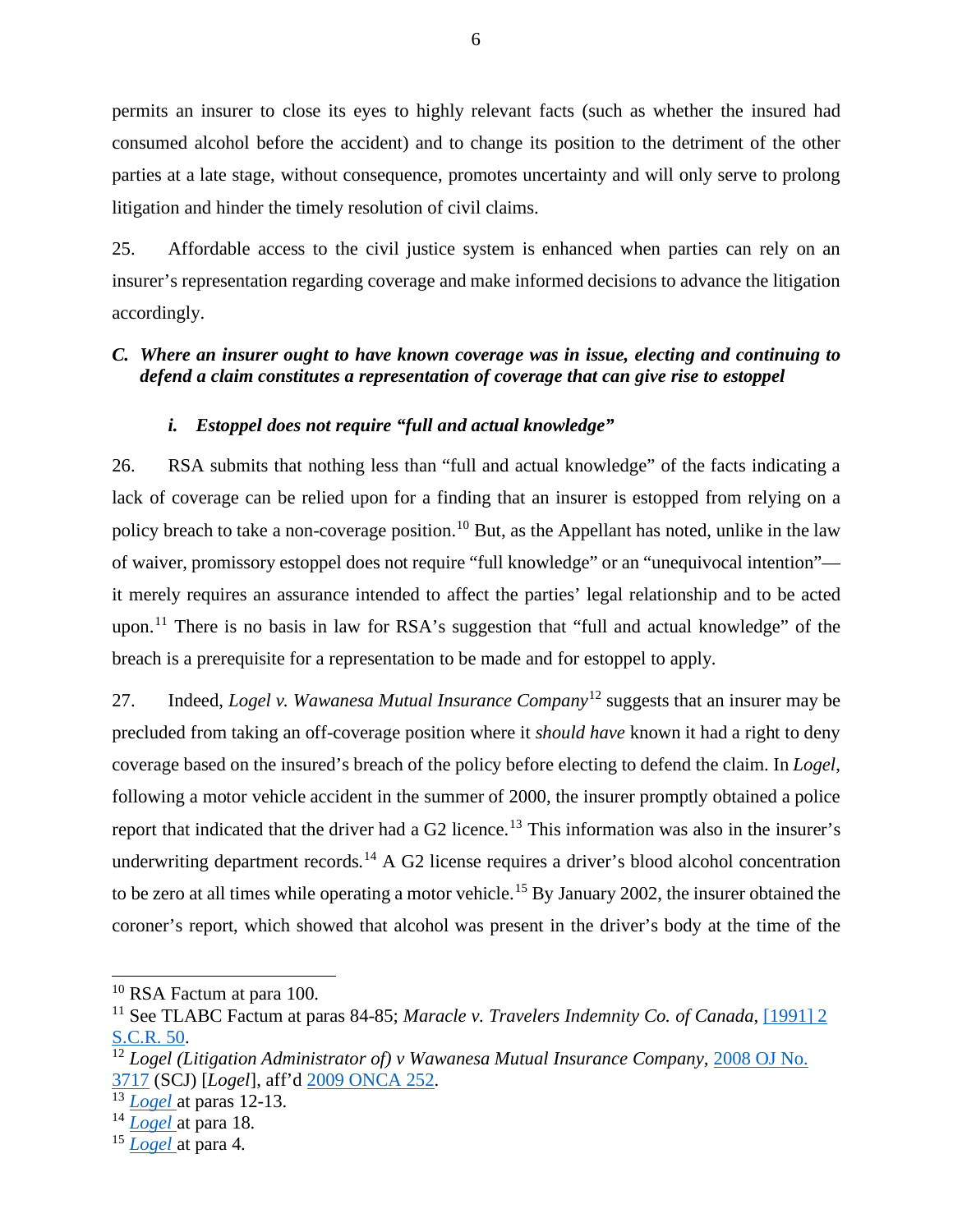permits an insurer to close its eyes to highly relevant facts (such as whether the insured had consumed alcohol before the accident) and to change its position to the detriment of the other parties at a late stage, without consequence, promotes uncertainty and will only serve to prolong litigation and hinder the timely resolution of civil claims.

25. Affordable access to the civil justice system is enhanced when parties can rely on an insurer's representation regarding coverage and make informed decisions to advance the litigation accordingly.

### *C. Where an insurer ought to have known coverage was in issue, electing and continuing to defend a claim constitutes a representation of coverage that can give rise to estoppel*

#### *i. Estoppel does not require "full and actual knowledge"*

26. RSA submits that nothing less than "full and actual knowledge" of the facts indicating a lack of coverage can be relied upon for a finding that an insurer is estopped from relying on a policy breach to take a non-coverage position.[10] But, as the Appellant has noted, unlike in the law of waiver, promissory estoppel does not require "full knowledge" or an "unequivocal intention"—it merely requires an assurance intended to affect the parties' legal relationship and to be acted upon.[11] There is no basis in law for RSA's suggestion that "full and actual knowledge" of the breach is a prerequisite for a representation to be made and for estoppel to apply.

27. Indeed, *Logel v. Wawanesa Mutual Insurance Company*[12] suggests that an insurer may be precluded from taking an off-coverage position where it *should have* known it had a right to deny coverage based on the insured's breach of the policy before electing to defend the claim. In *Logel*, following a motor vehicle accident in the summer of 2000, the insurer promptly obtained a police report that indicated that the driver had a G2 licence.[13] This information was also in the insurer's underwriting department records.[14] A G2 license requires a driver's blood alcohol concentration to be zero at all times while operating a motor vehicle.[15] By January 2002, the insurer obtained the coroner's report, which showed that alcohol was present in the driver's body at the time of the

---

[10] RSA Factum at para 100.

[11] See TLABC Factum at paras 84-85; *Maracle v. Travelers Indemnity Co. of Canada*, [1991] 2 S.C.R. 50.

[12] *Logel (Litigation Administrator of) v Wawanesa Mutual Insurance Company*, 2008 OJ No. 3717 (SCJ) [*Logel*], aff'd 2009 ONCA 252.

[13] *Logel* at paras 12-13.

[14] *Logel* at para 18.

[15] *Logel* at para 4.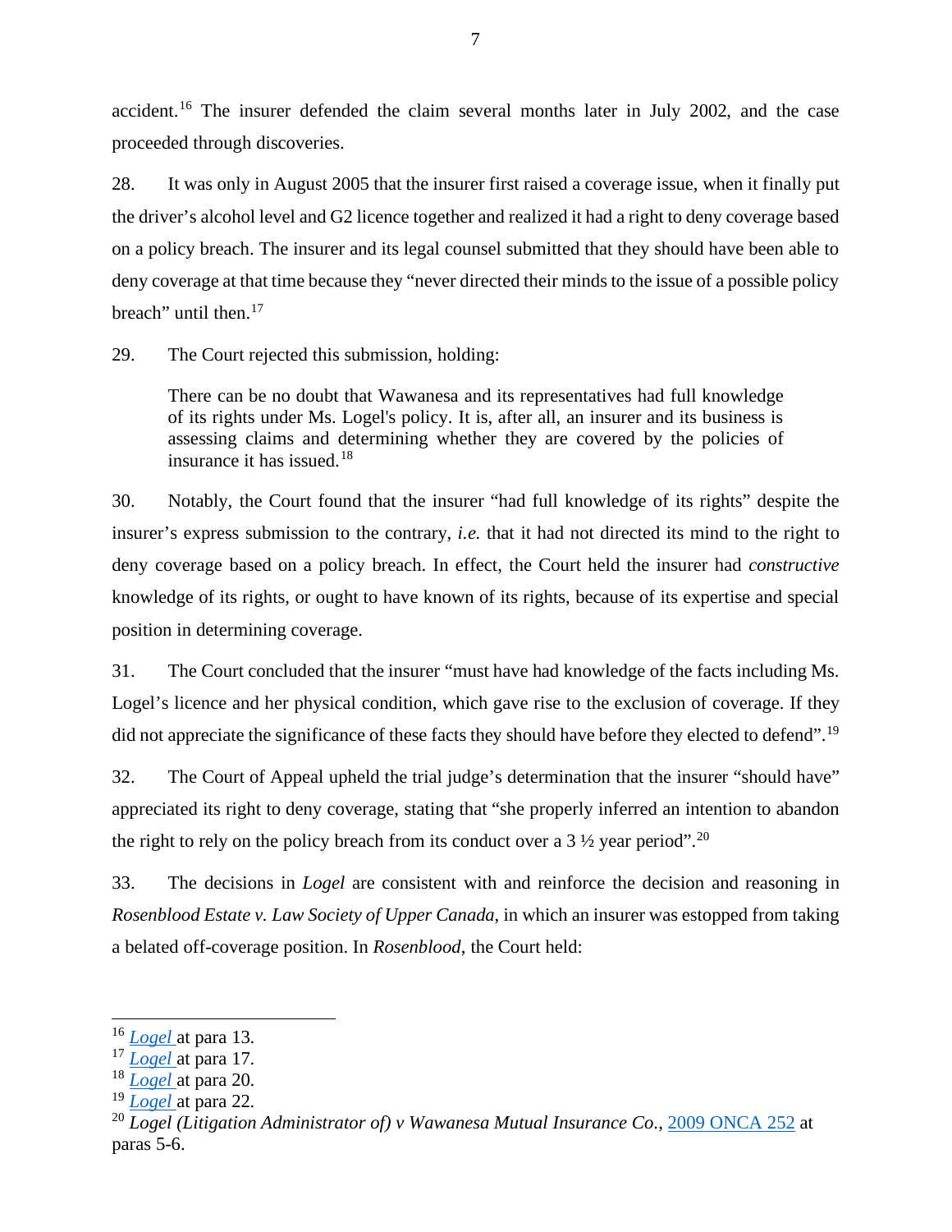accident.[16] The insurer defended the claim several months later in July 2002, and the case proceeded through discoveries.

28. It was only in August 2005 that the insurer first raised a coverage issue, when it finally put the driver's alcohol level and G2 licence together and realized it had a right to deny coverage based on a policy breach. The insurer and its legal counsel submitted that they should have been able to deny coverage at that time because they "never directed their minds to the issue of a possible policy breach" until then.[17]

29. The Court rejected this submission, holding:

> There can be no doubt that Wawanesa and its representatives had full knowledge of its rights under Ms. Logel's policy. It is, after all, an insurer and its business is assessing claims and determining whether they are covered by the policies of insurance it has issued.[18]

30. Notably, the Court found that the insurer "had full knowledge of its rights" despite the insurer's express submission to the contrary, *i.e.* that it had not directed its mind to the right to deny coverage based on a policy breach. In effect, the Court held the insurer had *constructive* knowledge of its rights, or ought to have known of its rights, because of its expertise and special position in determining coverage.

31. The Court concluded that the insurer "must have had knowledge of the facts including Ms. Logel's licence and her physical condition, which gave rise to the exclusion of coverage. If they did not appreciate the significance of these facts they should have before they elected to defend".[19]

32. The Court of Appeal upheld the trial judge's determination that the insurer "should have" appreciated its right to deny coverage, stating that "she properly inferred an intention to abandon the right to rely on the policy breach from its conduct over a 3 ½ year period".[20]

33. The decisions in *Logel* are consistent with and reinforce the decision and reasoning in *Rosenblood Estate v. Law Society of Upper Canada*, in which an insurer was estopped from taking a belated off-coverage position. In *Rosenblood*, the Court held:

---

[16] *Logel* at para 13.
[17] *Logel* at para 17.
[18] *Logel* at para 20.
[19] *Logel* at para 22.
[20] *Logel (Litigation Administrator of) v Wawanesa Mutual Insurance Co.*, 2009 ONCA 252 at paras 5-6.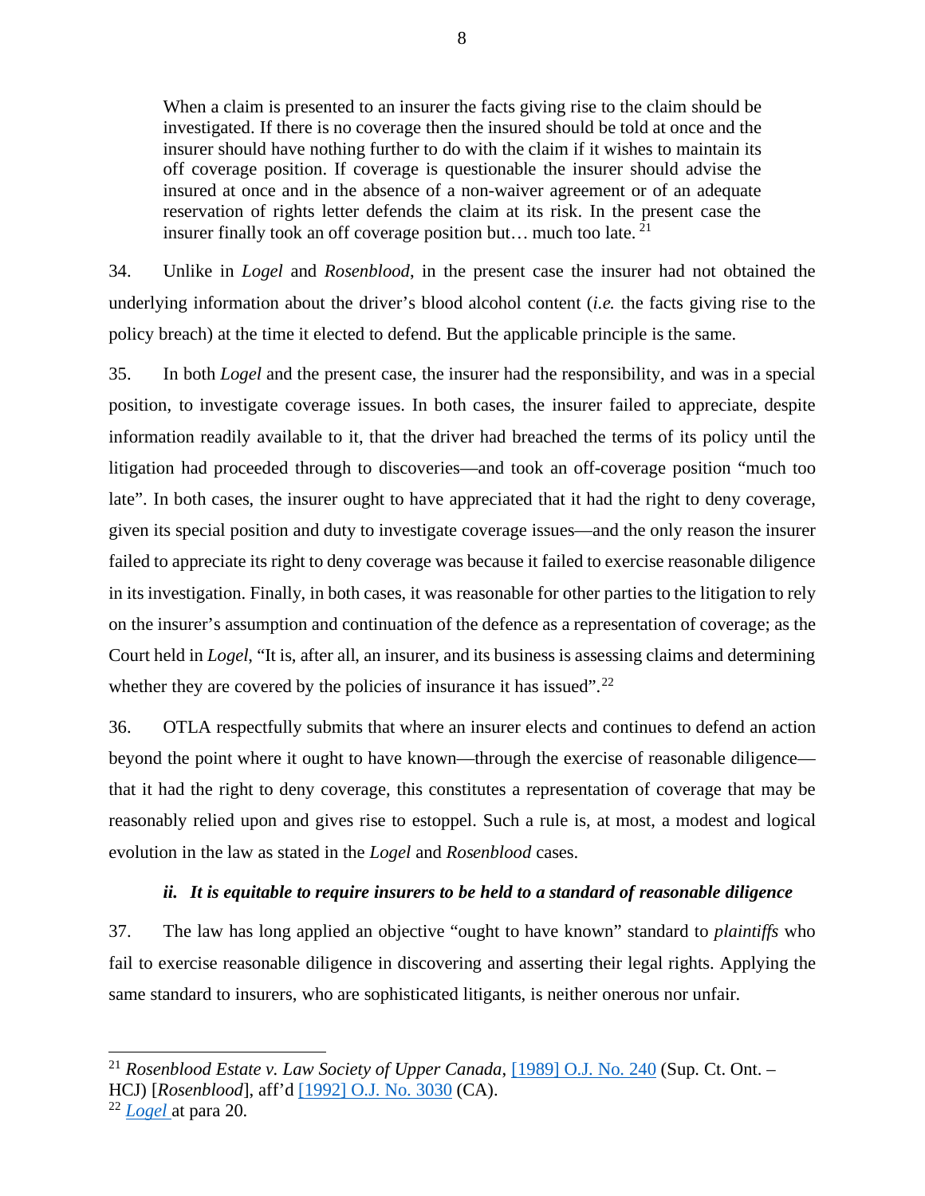> When a claim is presented to an insurer the facts giving rise to the claim should be investigated. If there is no coverage then the insured should be told at once and the insurer should have nothing further to do with the claim if it wishes to maintain its off coverage position. If coverage is questionable the insurer should advise the insured at once and in the absence of a non-waiver agreement or of an adequate reservation of rights letter defends the claim at its risk. In the present case the insurer finally took an off coverage position but… much too late.[21]

34. Unlike in *Logel* and *Rosenblood*, in the present case the insurer had not obtained the underlying information about the driver's blood alcohol content (*i.e.* the facts giving rise to the policy breach) at the time it elected to defend. But the applicable principle is the same.

35. In both *Logel* and the present case, the insurer had the responsibility, and was in a special position, to investigate coverage issues. In both cases, the insurer failed to appreciate, despite information readily available to it, that the driver had breached the terms of its policy until the litigation had proceeded through to discoveries—and took an off-coverage position "much too late". In both cases, the insurer ought to have appreciated that it had the right to deny coverage, given its special position and duty to investigate coverage issues—and the only reason the insurer failed to appreciate its right to deny coverage was because it failed to exercise reasonable diligence in its investigation. Finally, in both cases, it was reasonable for other parties to the litigation to rely on the insurer's assumption and continuation of the defence as a representation of coverage; as the Court held in *Logel*, "It is, after all, an insurer, and its business is assessing claims and determining whether they are covered by the policies of insurance it has issued".[22]

36. OTLA respectfully submits that where an insurer elects and continues to defend an action beyond the point where it ought to have known—through the exercise of reasonable diligence—that it had the right to deny coverage, this constitutes a representation of coverage that may be reasonably relied upon and gives rise to estoppel. Such a rule is, at most, a modest and logical evolution in the law as stated in the *Logel* and *Rosenblood* cases.

#### *ii. It is equitable to require insurers to be held to a standard of reasonable diligence*

37. The law has long applied an objective "ought to have known" standard to *plaintiffs* who fail to exercise reasonable diligence in discovering and asserting their legal rights. Applying the same standard to insurers, who are sophisticated litigants, is neither onerous nor unfair.

---

[21] *Rosenblood Estate v. Law Society of Upper Canada*, [1989] O.J. No. 240 (Sup. Ct. Ont. – HCJ) [*Rosenblood*], aff'd [1992] O.J. No. 3030 (CA).

[22] *Logel* at para 20.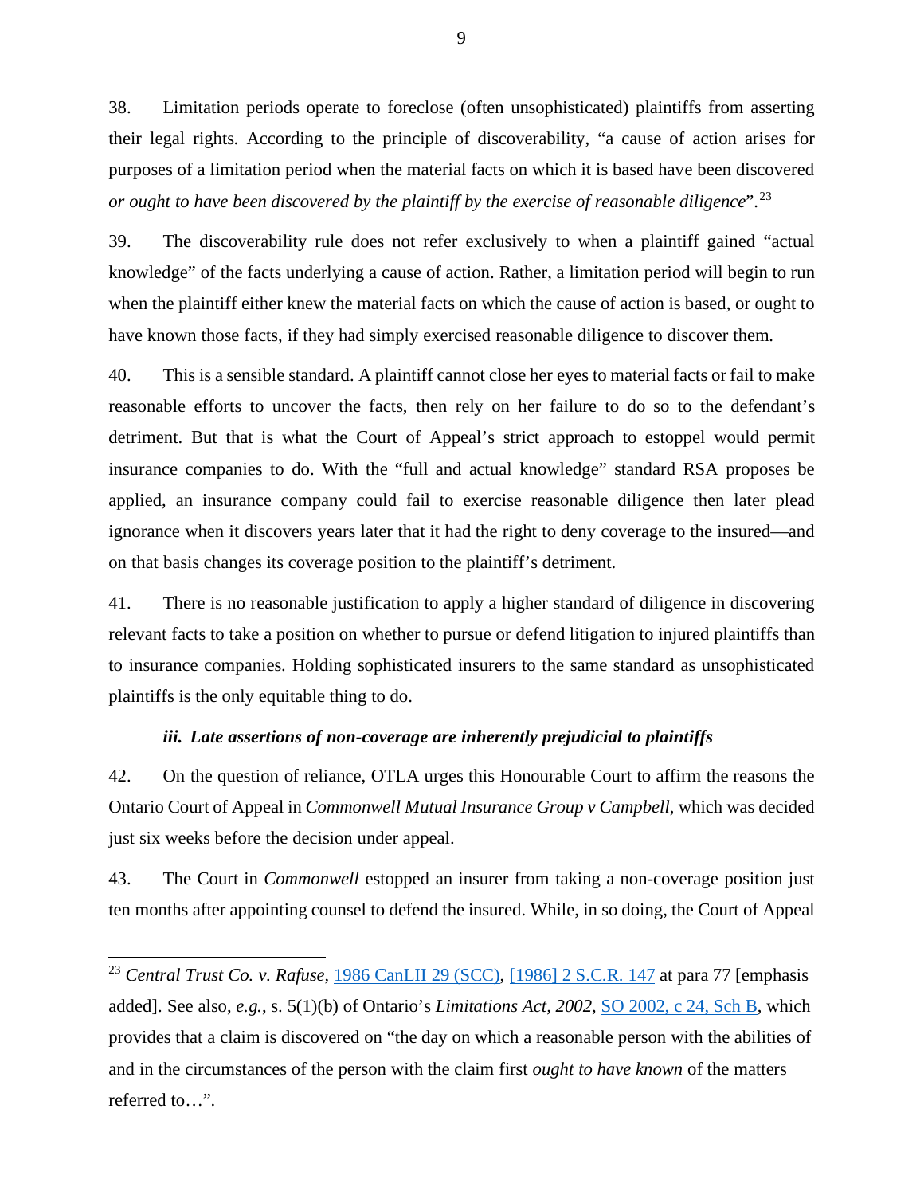38. Limitation periods operate to foreclose (often unsophisticated) plaintiffs from asserting their legal rights. According to the principle of discoverability, "a cause of action arises for purposes of a limitation period when the material facts on which it is based have been discovered *or ought to have been discovered by the plaintiff by the exercise of reasonable diligence*".[23]

39. The discoverability rule does not refer exclusively to when a plaintiff gained "actual knowledge" of the facts underlying a cause of action. Rather, a limitation period will begin to run when the plaintiff either knew the material facts on which the cause of action is based, or ought to have known those facts, if they had simply exercised reasonable diligence to discover them.

40. This is a sensible standard. A plaintiff cannot close her eyes to material facts or fail to make reasonable efforts to uncover the facts, then rely on her failure to do so to the defendant's detriment. But that is what the Court of Appeal's strict approach to estoppel would permit insurance companies to do. With the "full and actual knowledge" standard RSA proposes be applied, an insurance company could fail to exercise reasonable diligence then later plead ignorance when it discovers years later that it had the right to deny coverage to the insured—and on that basis changes its coverage position to the plaintiff's detriment.

41. There is no reasonable justification to apply a higher standard of diligence in discovering relevant facts to take a position on whether to pursue or defend litigation to injured plaintiffs than to insurance companies. Holding sophisticated insurers to the same standard as unsophisticated plaintiffs is the only equitable thing to do.

#### ***iii. Late assertions of non-coverage are inherently prejudicial to plaintiffs***

42. On the question of reliance, OTLA urges this Honourable Court to affirm the reasons the Ontario Court of Appeal in *Commonwell Mutual Insurance Group v Campbell*, which was decided just six weeks before the decision under appeal.

43. The Court in *Commonwell* estopped an insurer from taking a non-coverage position just ten months after appointing counsel to defend the insured. While, in so doing, the Court of Appeal

---

[23] *Central Trust Co. v. Rafuse*, 1986 CanLII 29 (SCC), [1986] 2 S.C.R. 147 at para 77 [emphasis added]. See also, *e.g.*, s. 5(1)(b) of Ontario's *Limitations Act, 2002*, SO 2002, c 24, Sch B, which provides that a claim is discovered on "the day on which a reasonable person with the abilities of and in the circumstances of the person with the claim first *ought to have known* of the matters referred to…".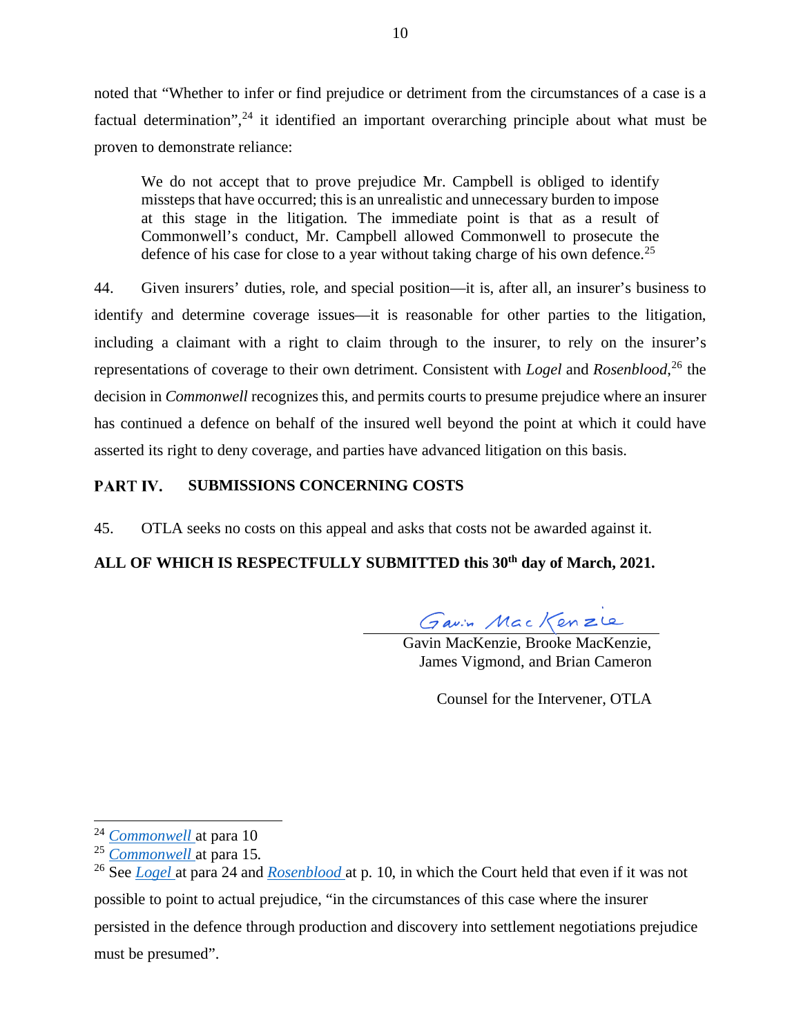noted that "Whether to infer or find prejudice or detriment from the circumstances of a case is a factual determination",[24] it identified an important overarching principle about what must be proven to demonstrate reliance:

> We do not accept that to prove prejudice Mr. Campbell is obliged to identify missteps that have occurred; this is an unrealistic and unnecessary burden to impose at this stage in the litigation. The immediate point is that as a result of Commonwell's conduct, Mr. Campbell allowed Commonwell to prosecute the defence of his case for close to a year without taking charge of his own defence.[25]

44. Given insurers' duties, role, and special position—it is, after all, an insurer's business to identify and determine coverage issues—it is reasonable for other parties to the litigation, including a claimant with a right to claim through to the insurer, to rely on the insurer's representations of coverage to their own detriment. Consistent with *Logel* and *Rosenblood*,[26] the decision in *Commonwell* recognizes this, and permits courts to presume prejudice where an insurer has continued a defence on behalf of the insured well beyond the point at which it could have asserted its right to deny coverage, and parties have advanced litigation on this basis.

## PART IV. SUBMISSIONS CONCERNING COSTS

45. OTLA seeks no costs on this appeal and asks that costs not be awarded against it.

**ALL OF WHICH IS RESPECTFULLY SUBMITTED this 30th day of March, 2021.**

Gavin MacKenzie

Gavin MacKenzie, Brooke MacKenzie, James Vigmond, and Brian Cameron

Counsel for the Intervener, OTLA

---

[24] *Commonwell* at para 10

[25] *Commonwell* at para 15.

[26] See *Logel* at para 24 and *Rosenblood* at p. 10, in which the Court held that even if it was not possible to point to actual prejudice, "in the circumstances of this case where the insurer persisted in the defence through production and discovery into settlement negotiations prejudice must be presumed".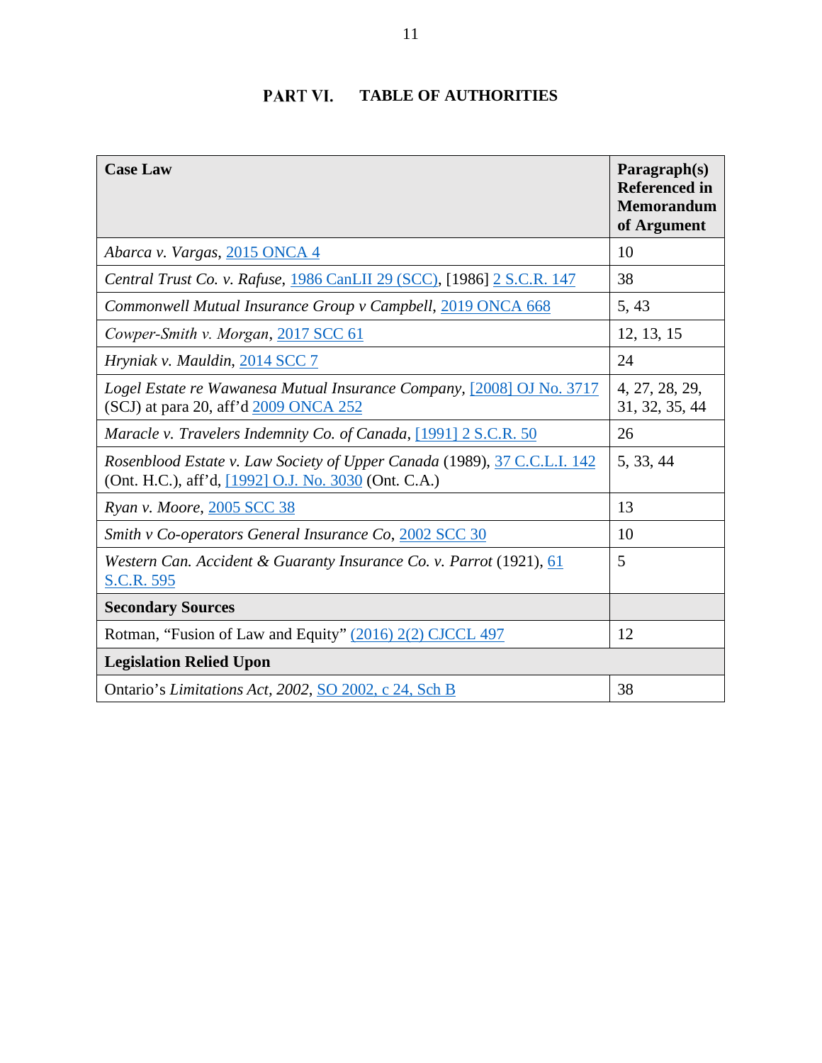## PART VI. TABLE OF AUTHORITIES

| **Case Law** | **Paragraph(s) Referenced in Memorandum of Argument** |
|---|---|
| *Abarca v. Vargas*, 2015 ONCA 4 | 10 |
| *Central Trust Co. v. Rafuse*, 1986 CanLII 29 (SCC), [1986] 2 S.C.R. 147 | 38 |
| *Commonwell Mutual Insurance Group v Campbell*, 2019 ONCA 668 | 5, 43 |
| *Cowper-Smith v. Morgan*, 2017 SCC 61 | 12, 13, 15 |
| *Hryniak v. Mauldin*, 2014 SCC 7 | 24 |
| *Logel Estate re Wawanesa Mutual Insurance Company*, [2008] OJ No. 3717 (SCJ) at para 20, aff'd 2009 ONCA 252 | 4, 27, 28, 29, 31, 32, 35, 44 |
| *Maracle v. Travelers Indemnity Co. of Canada*, [1991] 2 S.C.R. 50 | 26 |
| *Rosenblood Estate v. Law Society of Upper Canada* (1989), 37 C.C.L.I. 142 (Ont. H.C.), aff'd, [1992] O.J. No. 3030 (Ont. C.A.) | 5, 33, 44 |
| *Ryan v. Moore*, 2005 SCC 38 | 13 |
| *Smith v Co-operators General Insurance Co*, 2002 SCC 30 | 10 |
| *Western Can. Accident & Guaranty Insurance Co. v. Parrot* (1921), 61 S.C.R. 595 | 5 |
| **Secondary Sources** | |
| Rotman, "Fusion of Law and Equity" (2016) 2(2) CJCCL 497 | 12 |
| **Legislation Relied Upon** | |
| Ontario's *Limitations Act, 2002*, SO 2002, c 24, Sch B | 38 |